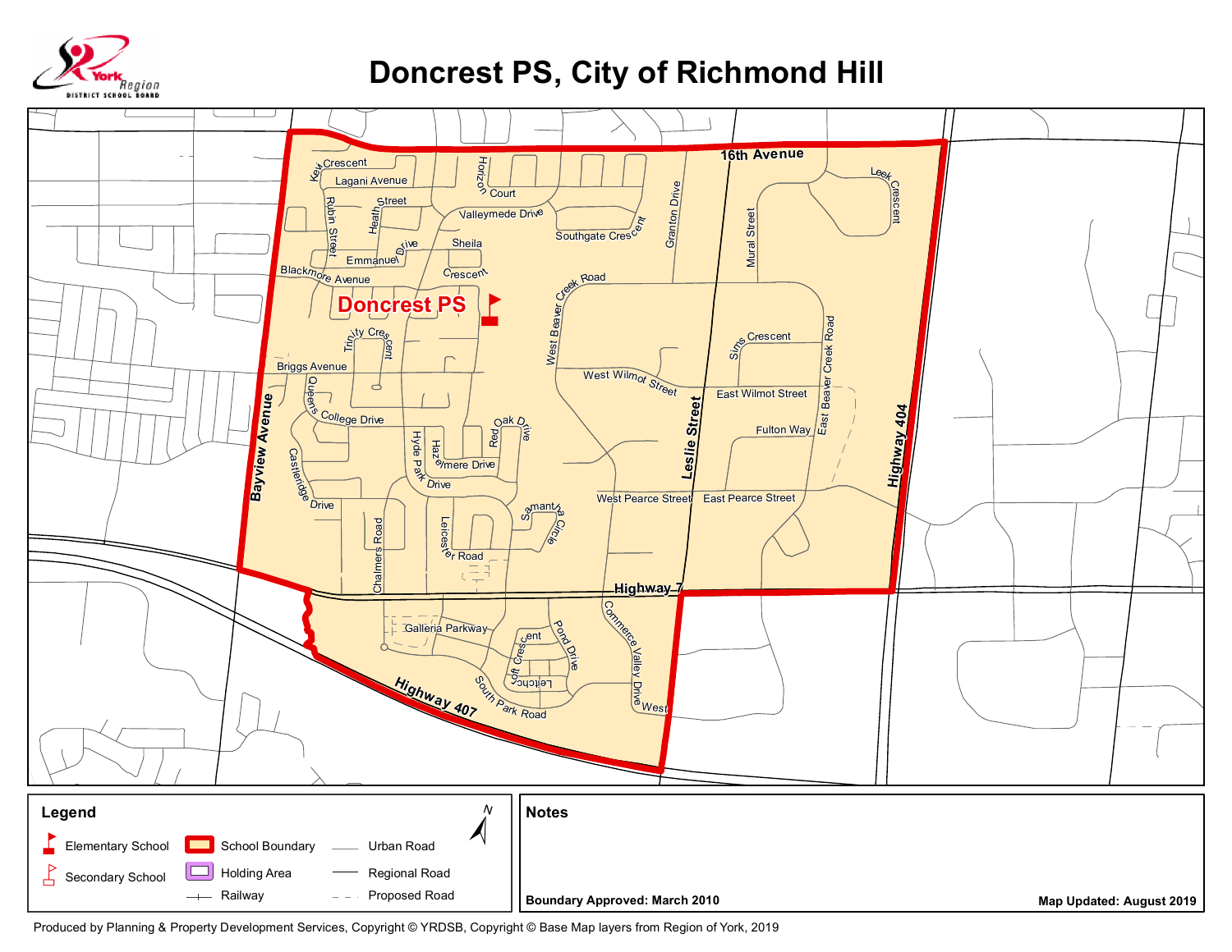# Doncrest PS, City of Richmond Hill

## Legend

- Elementary School
- Secondary School
- School Boundary
- Holding Area
- Railway
- Urban Road
- Regional Road
- Proposed Road

## Notes

**Boundary Approved: March 2010**

**Map Updated: August 2019**

Produced by Planning & Property Development Services, Copyright © YRDSB, Copyright © Base Map layers from Region of York, 2019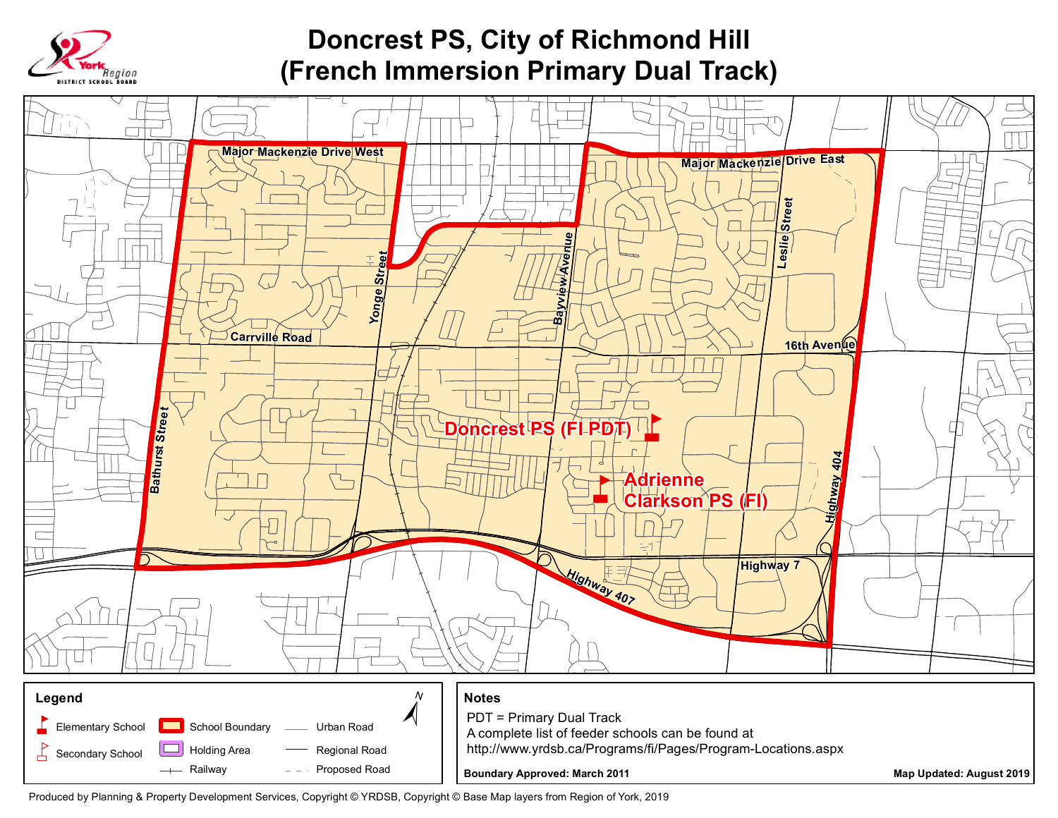# Doncrest PS, City of Richmond Hill
# (French Immersion Primary Dual Track)

Major Mackenzie Drive West

Major Mackenzie Drive East

Yonge Street

Bayview Avenue

Leslie Street

Carrville Road

16th Avenue

Bathurst Street

Doncrest PS (FI PDT)

Adrienne Clarkson PS (FI)

Highway 404

Highway 7

Highway 407

**Legend**

- Elementary School
- Secondary School
- School Boundary
- Holding Area
- Railway
- Urban Road
- Regional Road
- Proposed Road

N

**Notes**

PDT = Primary Dual Track

A complete list of feeder schools can be found at http://www.yrdsb.ca/Programs/fi/Pages/Program-Locations.aspx

**Boundary Approved: March 2011**

**Map Updated: August 2019**

Produced by Planning & Property Development Services, Copyright © YRDSB, Copyright © Base Map layers from Region of York, 2019